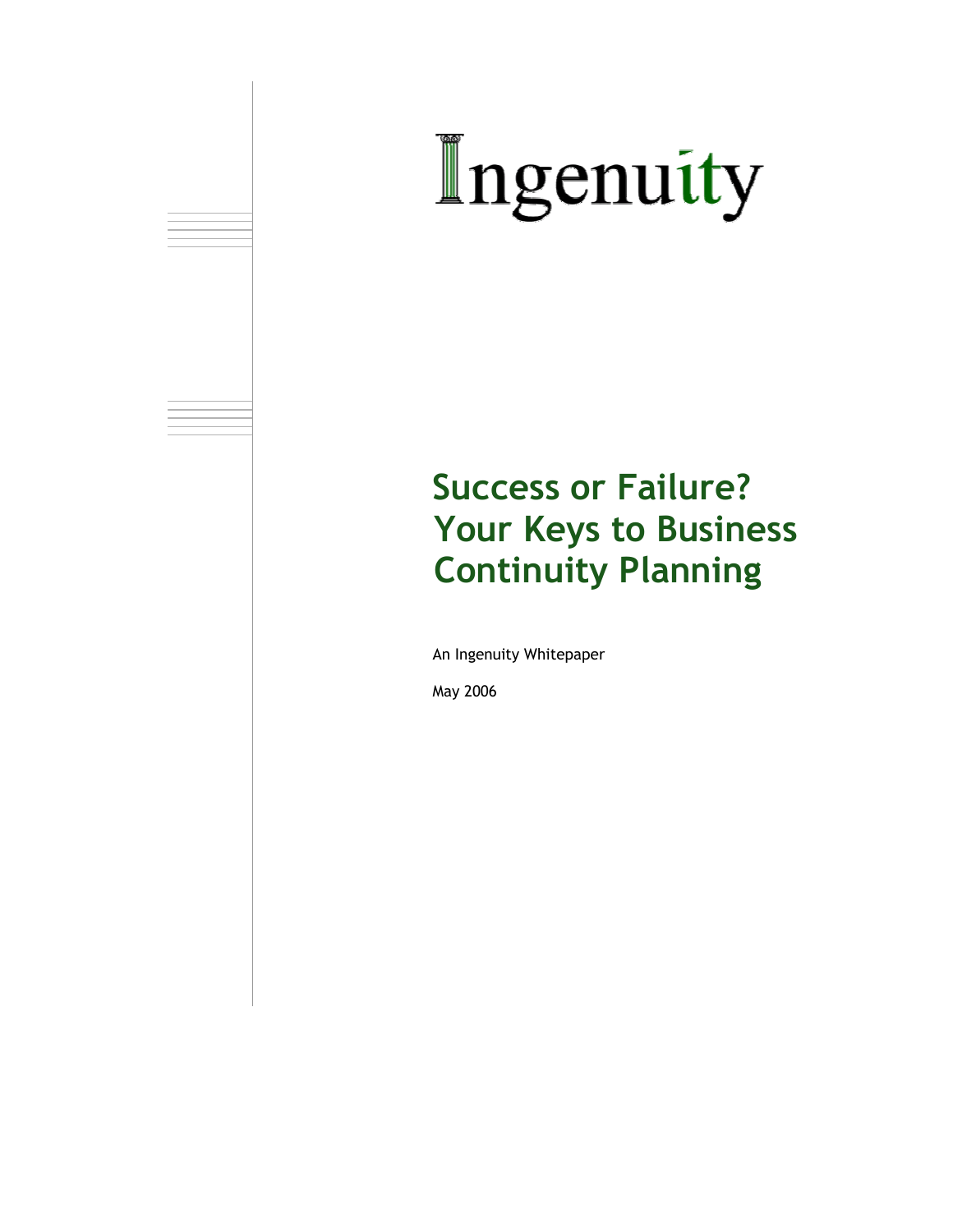Ingenuity

# Success or Failure? Your Keys to Business Continuity Planning

An Ingenuity Whitepaper

May 2006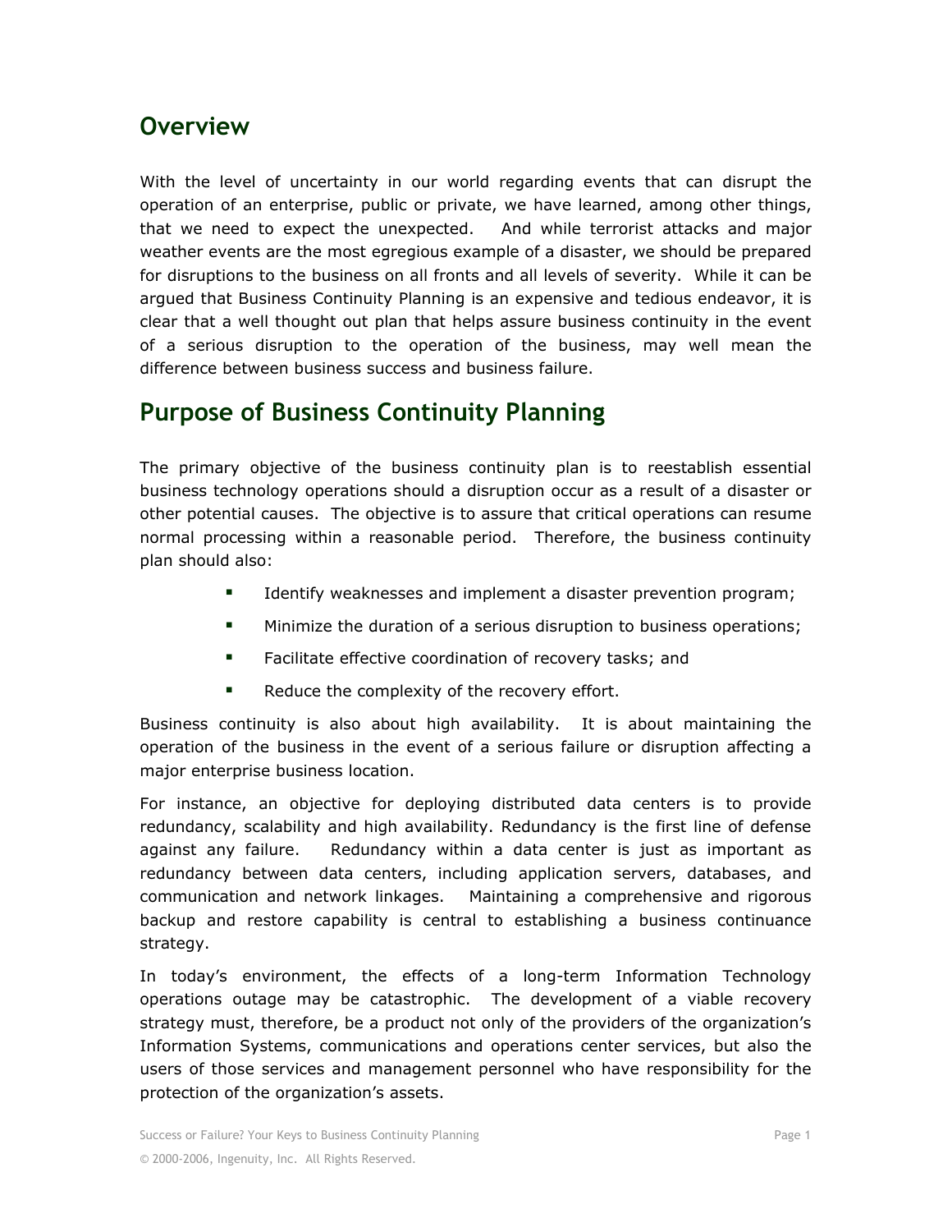## Overview

With the level of uncertainty in our world regarding events that can disrupt the operation of an enterprise, public or private, we have learned, among other things, that we need to expect the unexpected. And while terrorist attacks and major weather events are the most egregious example of a disaster, we should be prepared for disruptions to the business on all fronts and all levels of severity. While it can be argued that Business Continuity Planning is an expensive and tedious endeavor, it is clear that a well thought out plan that helps assure business continuity in the event of a serious disruption to the operation of the business, may well mean the difference between business success and business failure.

## Purpose of Business Continuity Planning

The primary objective of the business continuity plan is to reestablish essential business technology operations should a disruption occur as a result of a disaster or other potential causes. The objective is to assure that critical operations can resume normal processing within a reasonable period. Therefore, the business continuity plan should also:

- Identify weaknesses and implement a disaster prevention program;
- Minimize the duration of a serious disruption to business operations;
- Facilitate effective coordination of recovery tasks; and
- Reduce the complexity of the recovery effort.

Business continuity is also about high availability. It is about maintaining the operation of the business in the event of a serious failure or disruption affecting a major enterprise business location.

For instance, an objective for deploying distributed data centers is to provide redundancy, scalability and high availability. Redundancy is the first line of defense against any failure. Redundancy within a data center is just as important as redundancy between data centers, including application servers, databases, and communication and network linkages. Maintaining a comprehensive and rigorous backup and restore capability is central to establishing a business continuance strategy.

In today's environment, the effects of a long-term Information Technology operations outage may be catastrophic. The development of a viable recovery strategy must, therefore, be a product not only of the providers of the organization's Information Systems, communications and operations center services, but also the users of those services and management personnel who have responsibility for the protection of the organization's assets.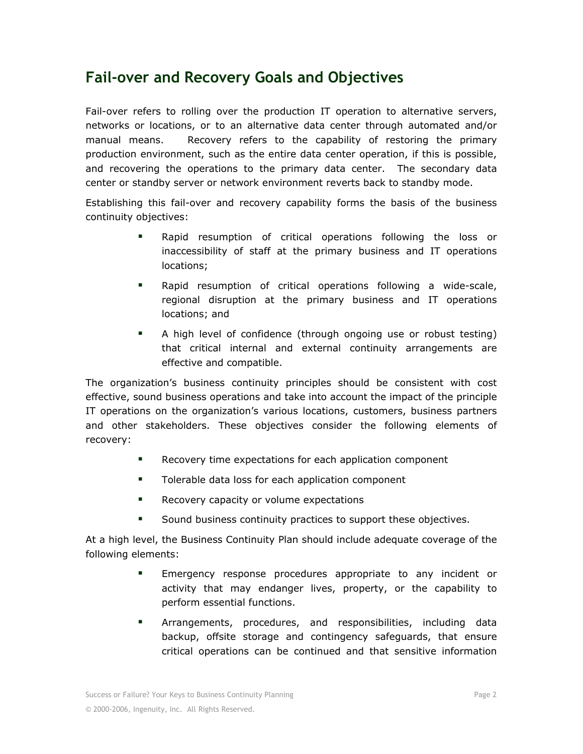## Fail-over and Recovery Goals and Objectives

Fail-over refers to rolling over the production IT operation to alternative servers, networks or locations, or to an alternative data center through automated and/or manual means. Recovery refers to the capability of restoring the primary production environment, such as the entire data center operation, if this is possible, and recovering the operations to the primary data center. The secondary data center or standby server or network environment reverts back to standby mode.

Establishing this fail-over and recovery capability forms the basis of the business continuity objectives:

- Rapid resumption of critical operations following the loss or inaccessibility of staff at the primary business and IT operations locations;
- Rapid resumption of critical operations following a wide-scale, regional disruption at the primary business and IT operations locations; and
- A high level of confidence (through ongoing use or robust testing) that critical internal and external continuity arrangements are effective and compatible.

The organization's business continuity principles should be consistent with cost effective, sound business operations and take into account the impact of the principle IT operations on the organization's various locations, customers, business partners and other stakeholders. These objectives consider the following elements of recovery:

- Recovery time expectations for each application component
- Tolerable data loss for each application component
- Recovery capacity or volume expectations
- Sound business continuity practices to support these objectives.

At a high level, the Business Continuity Plan should include adequate coverage of the following elements:

- Emergency response procedures appropriate to any incident or activity that may endanger lives, property, or the capability to perform essential functions.
- Arrangements, procedures, and responsibilities, including data backup, offsite storage and contingency safeguards, that ensure critical operations can be continued and that sensitive information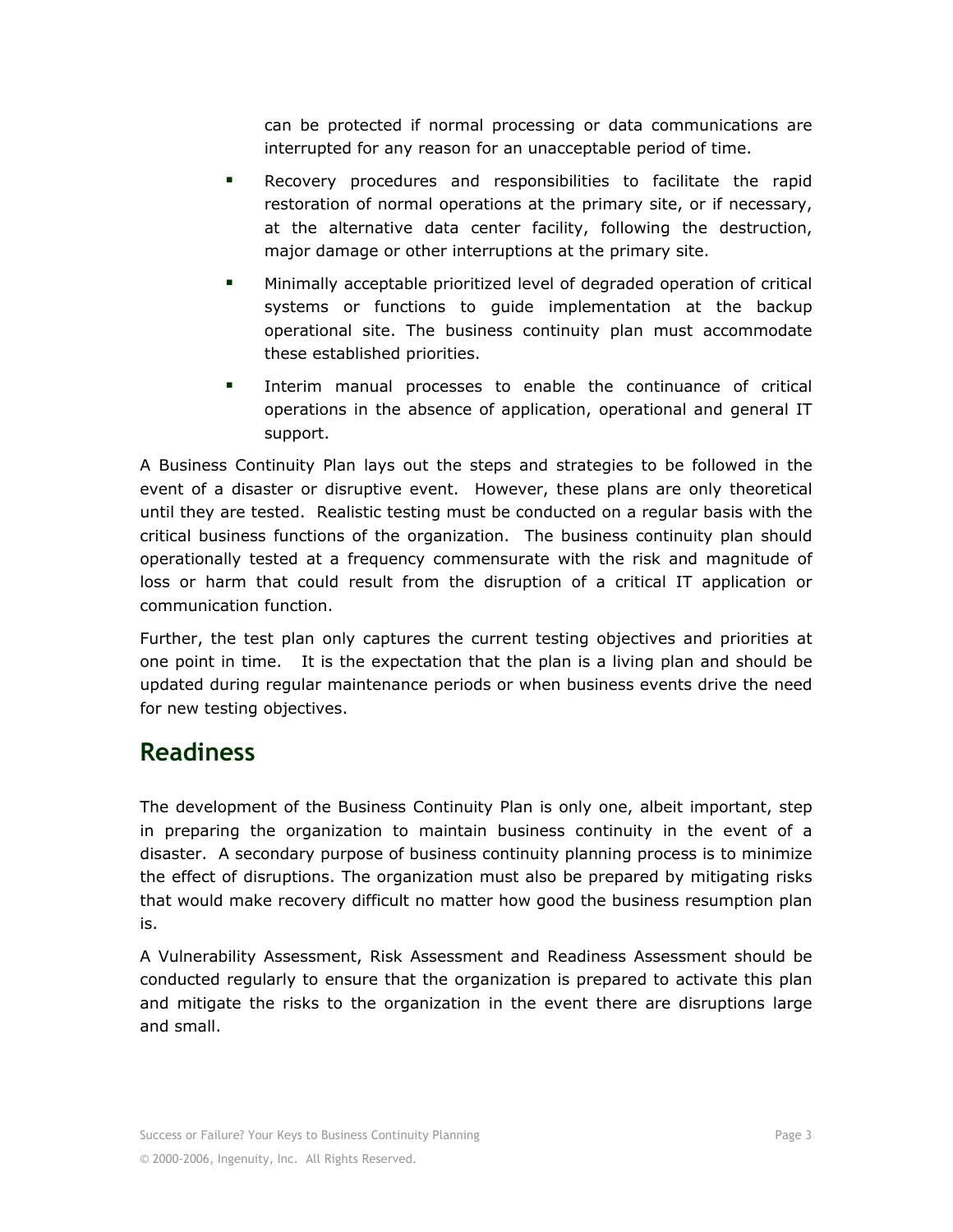can be protected if normal processing or data communications are interrupted for any reason for an unacceptable period of time.

- Recovery procedures and responsibilities to facilitate the rapid restoration of normal operations at the primary site, or if necessary, at the alternative data center facility, following the destruction, major damage or other interruptions at the primary site.
- Minimally acceptable prioritized level of degraded operation of critical systems or functions to guide implementation at the backup operational site. The business continuity plan must accommodate these established priorities.
- Interim manual processes to enable the continuance of critical operations in the absence of application, operational and general IT support.

A Business Continuity Plan lays out the steps and strategies to be followed in the event of a disaster or disruptive event. However, these plans are only theoretical until they are tested. Realistic testing must be conducted on a regular basis with the critical business functions of the organization. The business continuity plan should operationally tested at a frequency commensurate with the risk and magnitude of loss or harm that could result from the disruption of a critical IT application or communication function.

Further, the test plan only captures the current testing objectives and priorities at one point in time. It is the expectation that the plan is a living plan and should be updated during regular maintenance periods or when business events drive the need for new testing objectives.

## Readiness

The development of the Business Continuity Plan is only one, albeit important, step in preparing the organization to maintain business continuity in the event of a disaster. A secondary purpose of business continuity planning process is to minimize the effect of disruptions. The organization must also be prepared by mitigating risks that would make recovery difficult no matter how good the business resumption plan is.

A Vulnerability Assessment, Risk Assessment and Readiness Assessment should be conducted regularly to ensure that the organization is prepared to activate this plan and mitigate the risks to the organization in the event there are disruptions large and small.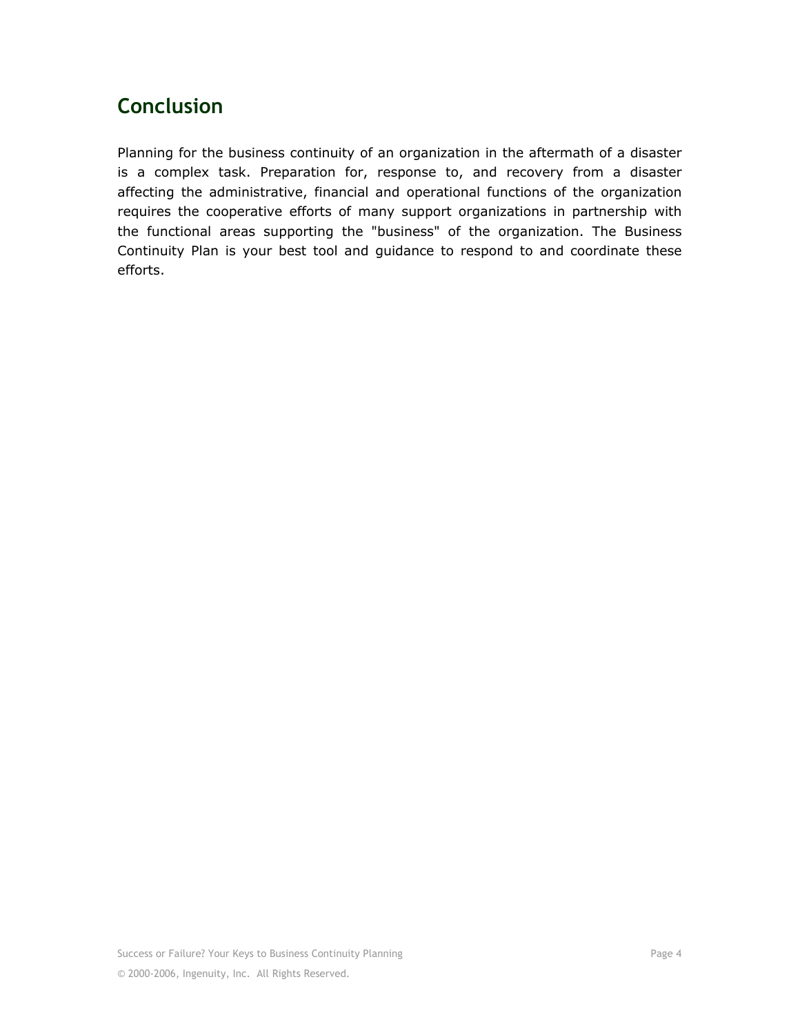## Conclusion

Planning for the business continuity of an organization in the aftermath of a disaster is a complex task. Preparation for, response to, and recovery from a disaster affecting the administrative, financial and operational functions of the organization requires the cooperative efforts of many support organizations in partnership with the functional areas supporting the "business" of the organization. The Business Continuity Plan is your best tool and guidance to respond to and coordinate these efforts.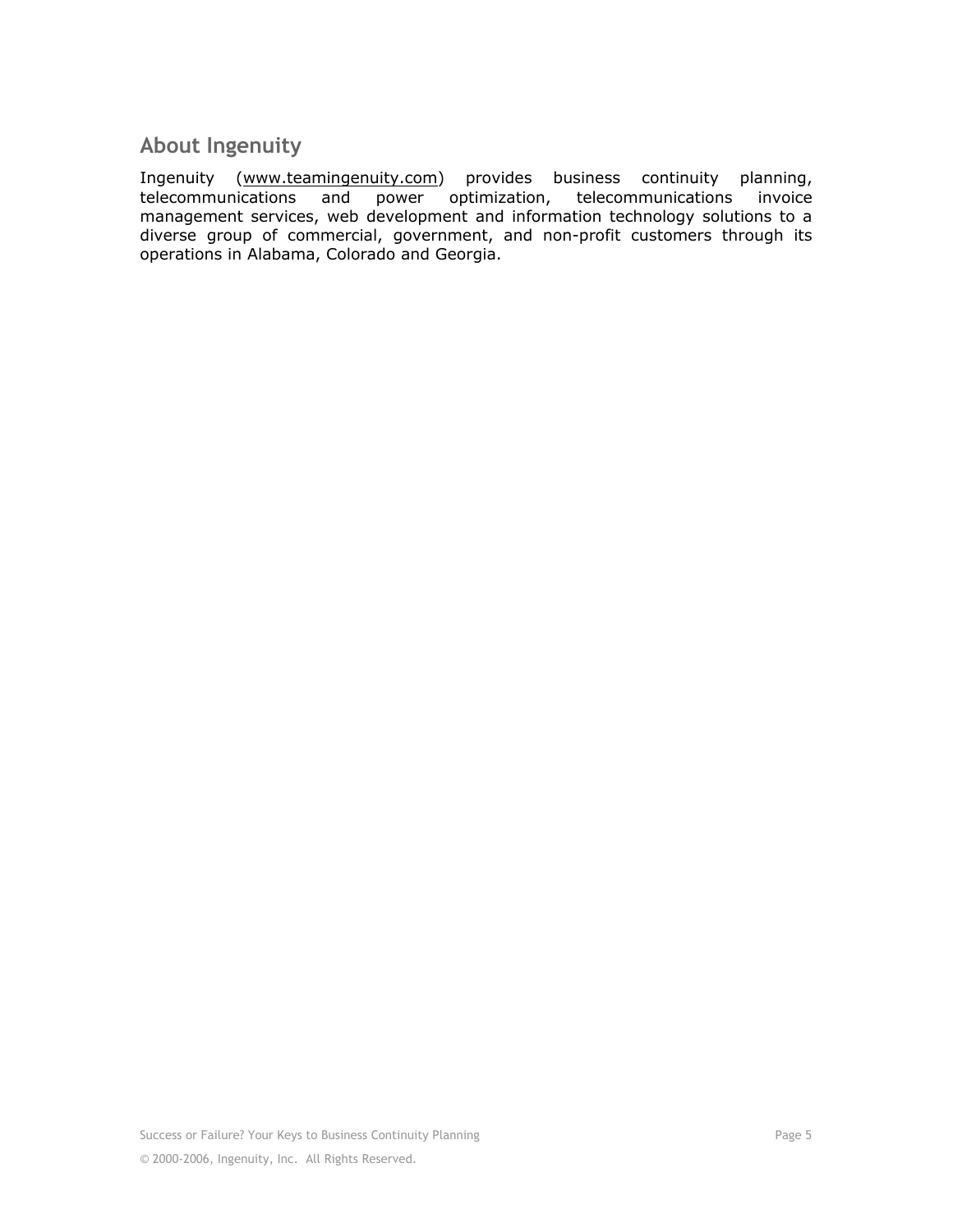## About Ingenuity

Ingenuity (www.teamingenuity.com) provides business continuity planning, telecommunications and power optimization, telecommunications invoice management services, web development and information technology solutions to a diverse group of commercial, government, and non-profit customers through its operations in Alabama, Colorado and Georgia.